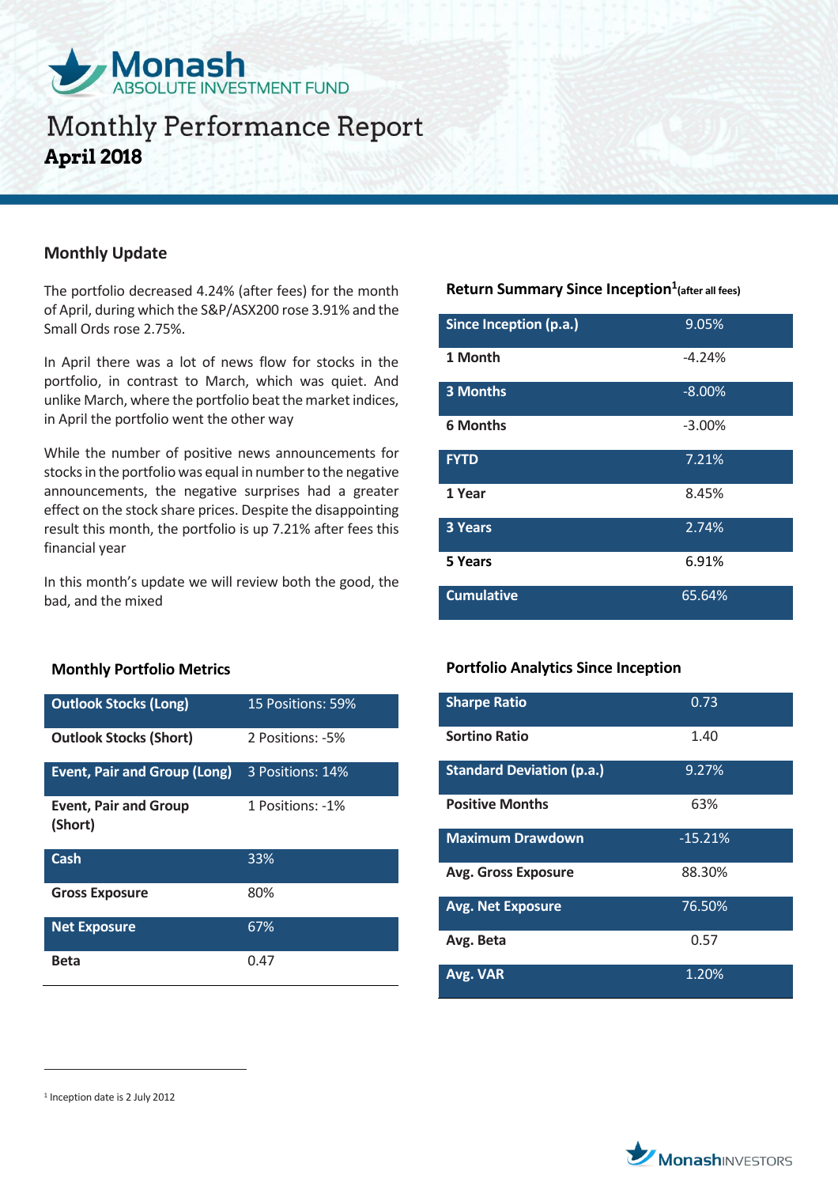# Monash ABSOLUTE INVESTMENT FUND

# Monthly Performance Report

**April 2018**

## Monthly Update

The portfolio decreased 4.24% (after fees) for the month of April, during which the S&P/ASX200 rose 3.91% and the Small Ords rose 2.75%.

In April there was a lot of news flow for stocks in the portfolio, in contrast to March, which was quiet. And unlike March, where the portfolio beat the market indices, in April the portfolio went the other way

While the number of positive news announcements for stocks in the portfolio was equal in number to the negative announcements, the negative surprises had a greater effect on the stock share prices. Despite the disappointing result this month, the portfolio is up 7.21% after fees this financial year

In this month's update we will review both the good, the bad, and the mixed

### Return Summary Since Inception[1] (after all fees)

| | |
|---|---|
| Since Inception (p.a.) | 9.05% |
| 1 Month | -4.24% |
| 3 Months | -8.00% |
| 6 Months | -3.00% |
| FYTD | 7.21% |
| 1 Year | 8.45% |
| 3 Years | 2.74% |
| 5 Years | 6.91% |
| Cumulative | 65.64% |

### Monthly Portfolio Metrics

| | |
|---|---|
| Outlook Stocks (Long) | 15 Positions: 59% |
| Outlook Stocks (Short) | 2 Positions: -5% |
| Event, Pair and Group (Long) | 3 Positions: 14% |
| Event, Pair and Group (Short) | 1 Positions: -1% |
| Cash | 33% |
| Gross Exposure | 80% |
| Net Exposure | 67% |
| Beta | 0.47 |

### Portfolio Analytics Since Inception

| | |
|---|---|
| Sharpe Ratio | 0.73 |
| Sortino Ratio | 1.40 |
| Standard Deviation (p.a.) | 9.27% |
| Positive Months | 63% |
| Maximum Drawdown | -15.21% |
| Avg. Gross Exposure | 88.30% |
| Avg. Net Exposure | 76.50% |
| Avg. Beta | 0.57 |
| Avg. VAR | 1.20% |

[1] Inception date is 2 July 2012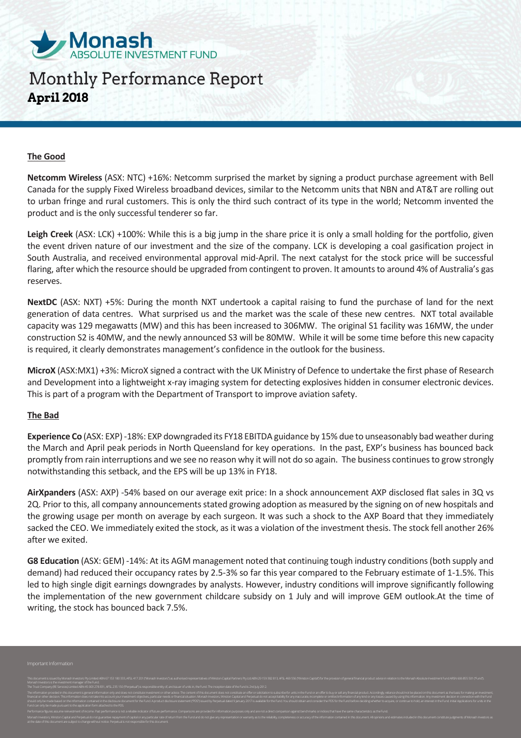# Monash ABSOLUTE INVESTMENT FUND

# Monthly Performance Report
## April 2018

### The Good

**Netcomm Wireless** (ASX: NTC) +16%: Netcomm surprised the market by signing a product purchase agreement with Bell Canada for the supply Fixed Wireless broadband devices, similar to the Netcomm units that NBN and AT&T are rolling out to urban fringe and rural customers. This is only the third such contract of its type in the world; Netcomm invented the product and is the only successful tenderer so far.

**Leigh Creek** (ASX: LCK) +100%: While this is a big jump in the share price it is only a small holding for the portfolio, given the event driven nature of our investment and the size of the company. LCK is developing a coal gasification project in South Australia, and received environmental approval mid-April. The next catalyst for the stock price will be successful flaring, after which the resource should be upgraded from contingent to proven. It amounts to around 4% of Australia's gas reserves.

**NextDC** (ASX: NXT) +5%: During the month NXT undertook a capital raising to fund the purchase of land for the next generation of data centres. What surprised us and the market was the scale of these new centres. NXT total available capacity was 129 megawatts (MW) and this has been increased to 306MW. The original S1 facility was 16MW, the under construction S2 is 40MW, and the newly announced S3 will be 80MW. While it will be some time before this new capacity is required, it clearly demonstrates management's confidence in the outlook for the business.

**MicroX** (ASX:MX1) +3%: MicroX signed a contract with the UK Ministry of Defence to undertake the first phase of Research and Development into a lightweight x-ray imaging system for detecting explosives hidden in consumer electronic devices. This is part of a program with the Department of Transport to improve aviation safety.

### The Bad

**Experience Co** (ASX: EXP) -18%: EXP downgraded its FY18 EBITDA guidance by 15% due to unseasonably bad weather during the March and April peak periods in North Queensland for key operations. In the past, EXP's business has bounced back promptly from rain interruptions and we see no reason why it will not do so again. The business continues to grow strongly notwithstanding this setback, and the EPS will be up 13% in FY18.

**AirXpanders** (ASX: AXP) -54% based on our average exit price: In a shock announcement AXP disclosed flat sales in 3Q vs 2Q. Prior to this, all company announcements stated growing adoption as measured by the signing on of new hospitals and the growing usage per month on average by each surgeon. It was such a shock to the AXP Board that they immediately sacked the CEO. We immediately exited the stock, as it was a violation of the investment thesis. The stock fell another 26% after we exited.

**G8 Education** (ASX: GEM) -14%: At its AGM management noted that continuing tough industry conditions (both supply and demand) had reduced their occupancy rates by 2.5-3% so far this year compared to the February estimate of 1-1.5%. This led to high single digit earnings downgrades by analysts. However, industry conditions will improve significantly following the implementation of the new government childcare subsidy on 1 July and will improve GEM outlook.At the time of writing, the stock has bounced back 7.5%.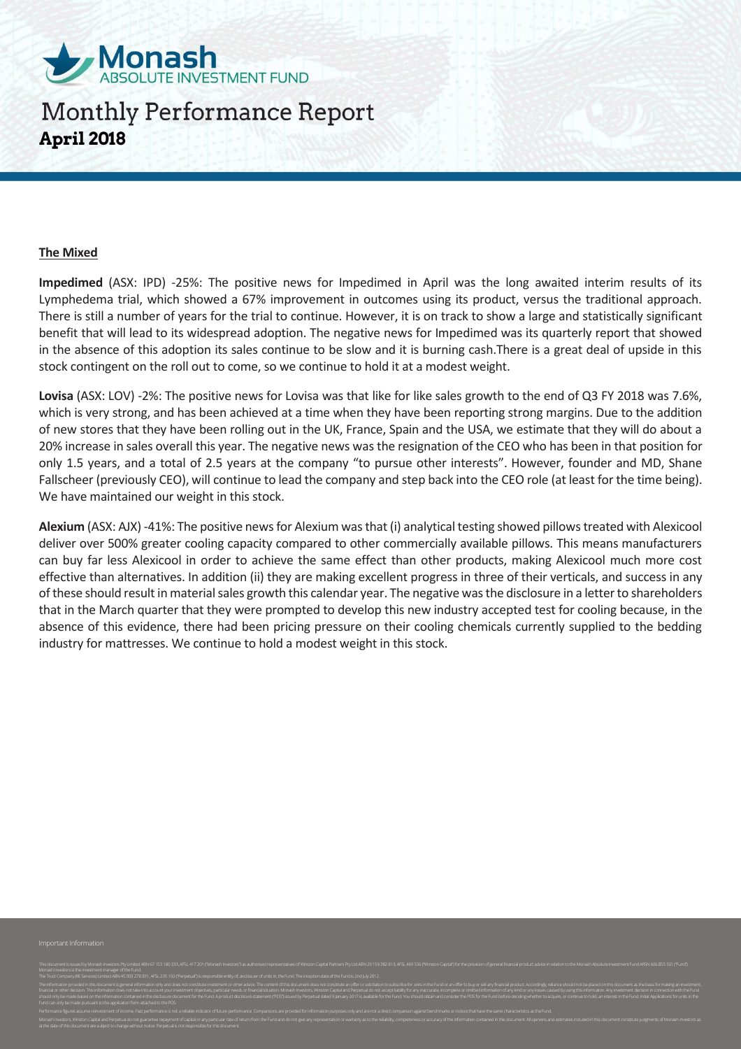**The Mixed**

**Impedimed** (ASX: IPD) -25%: The positive news for Impedimed in April was the long awaited interim results of its Lymphedema trial, which showed a 67% improvement in outcomes using its product, versus the traditional approach. There is still a number of years for the trial to continue. However, it is on track to show a large and statistically significant benefit that will lead to its widespread adoption. The negative news for Impedimed was its quarterly report that showed in the absence of this adoption its sales continue to be slow and it is burning cash.There is a great deal of upside in this stock contingent on the roll out to come, so we continue to hold it at a modest weight.

**Lovisa** (ASX: LOV) -2%: The positive news for Lovisa was that like for like sales growth to the end of Q3 FY 2018 was 7.6%, which is very strong, and has been achieved at a time when they have been reporting strong margins. Due to the addition of new stores that they have been rolling out in the UK, France, Spain and the USA, we estimate that they will do about a 20% increase in sales overall this year. The negative news was the resignation of the CEO who has been in that position for only 1.5 years, and a total of 2.5 years at the company "to pursue other interests". However, founder and MD, Shane Fallscheer (previously CEO), will continue to lead the company and step back into the CEO role (at least for the time being). We have maintained our weight in this stock.

**Alexium** (ASX: AJX) -41%: The positive news for Alexium was that (i) analytical testing showed pillows treated with Alexicool deliver over 500% greater cooling capacity compared to other commercially available pillows. This means manufacturers can buy far less Alexicool in order to achieve the same effect than other products, making Alexicool much more cost effective than alternatives. In addition (ii) they are making excellent progress in three of their verticals, and success in any of these should result in material sales growth this calendar year. The negative was the disclosure in a letter to shareholders that in the March quarter that they were prompted to develop this new industry accepted test for cooling because, in the absence of this evidence, there had been pricing pressure on their cooling chemicals currently supplied to the bedding industry for mattresses. We continue to hold a modest weight in this stock.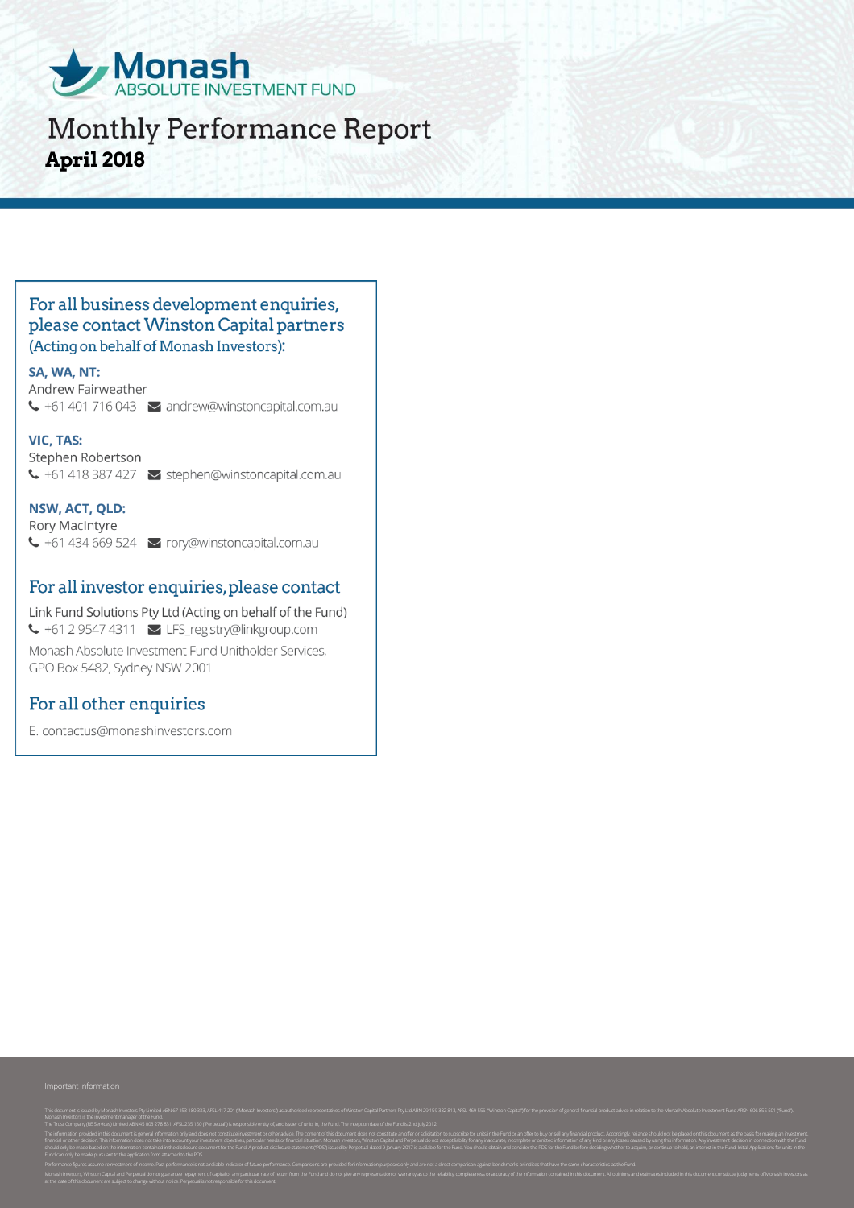# Monash
ABSOLUTE INVESTMENT FUND

# Monthly Performance Report

**April 2018**

## For all business development enquiries, please contact Winston Capital partners (Acting on behalf of Monash Investors):

**SA, WA, NT:**
Andrew Fairweather
+61 401 716 043 andrew@winstoncapital.com.au

**VIC, TAS:**
Stephen Robertson
+61 418 387 427 stephen@winstoncapital.com.au

**NSW, ACT, QLD:**
Rory MacIntyre
+61 434 669 524 rory@winstoncapital.com.au

## For all investor enquiries, please contact

Link Fund Solutions Pty Ltd (Acting on behalf of the Fund)
+61 2 9547 4311 LFS_registry@linkgroup.com

Monash Absolute Investment Fund Unitholder Services,
GPO Box 5482, Sydney NSW 2001

## For all other enquiries

E. contactus@monashinvestors.com

Important Information

This document is issued by Monash Investors Pty Limited ABN 67 153 180 333, AFSL 417 201 ("Monash Investors") as authorised representatives of Winston Capital Partners Pty Ltd ABN 29 159 382 813, AFSL 469 556 ("Winston Capital") for the provision of general financial product advice in relation to the Monash Absolute Investment Fund ARSN 606 855 501 ("Fund"). Monash Investors is the investment manager of the Fund.
The Trust Company (RE Services) Limited ABN 45 003 278 831, AFSL 235 150 ("Perpetual") is responsible entity of, and issuer of units in, the Fund. The inception date of the Fund is 2nd July 2012.

The information provided in this document is general information only and does not constitute investment or other advice. The content of this document does not constitute an offer or solicitation to subscribe for units in the Fund or an offer to buy or sell any financial product. Accordingly, reliance should not be placed on this document as the basis for making an investment, financial or other decision. This information does not take into account your investment objectives, particular needs or financial situation. Monash Investors, Winston Capital and Perpetual do not accept liability for any inaccurate, incomplete or omitted information of any kind or any losses caused by using this information. Any investment decision in connection with the Fund should only be made based on the information contained in the disclosure document for the Fund. A product disclosure statement ("PDS") issued by Perpetual dated 9 January 2017 is available for the Fund. You should obtain and consider the PDS for the Fund before deciding whether to acquire, or continue to hold, an interest in the Fund. Initial Applications for units in the Fund can only be made pursuant to the application form attached to the PDS.

Performance figures assume reinvestment of income. Past performance is not a reliable indicator of future performance. Comparisons are provided for information purposes only and are not a direct comparison against benchmarks or indices that have the same characteristics as the Fund.

Monash Investors, Winston Capital and Perpetual do not guarantee repayment of capital or any particular rate of return from the Fund and do not give any representation or warranty as to the reliability, completeness or accuracy of the information contained in this document. All opinions and estimates included in this document constitute judgments of Monash Investors as at the date of this document are subject to change without notice. Perpetual is not responsible for this document.